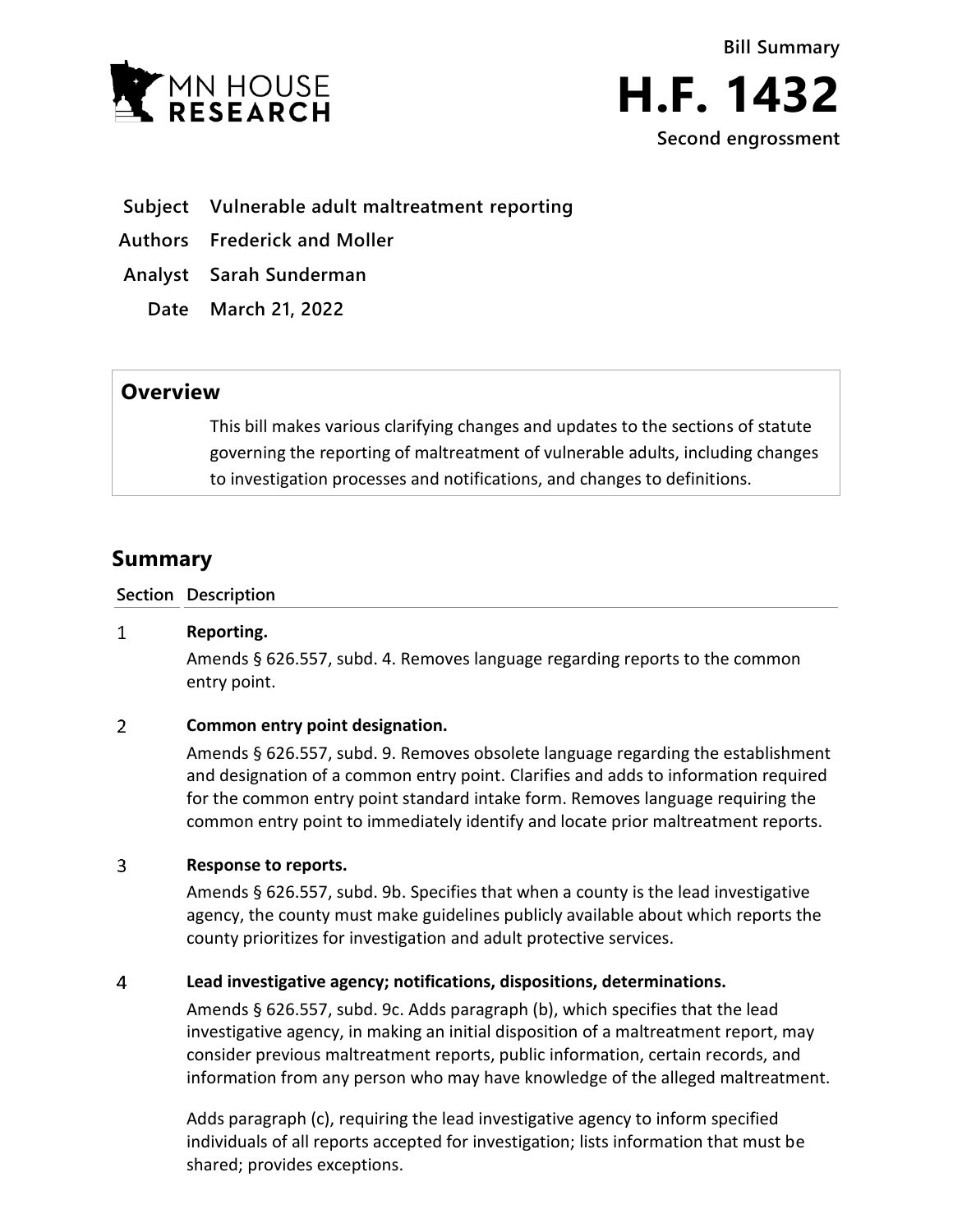MN HOUSE RESEARCH

Bill Summary

# H.F. 1432

Second engrossment

| | |
|---|---|
| **Subject** | **Vulnerable adult maltreatment reporting** |
| **Authors** | **Frederick and Moller** |
| **Analyst** | **Sarah Sunderman** |
| **Date** | **March 21, 2022** |

## Overview

This bill makes various clarifying changes and updates to the sections of statute governing the reporting of maltreatment of vulnerable adults, including changes to investigation processes and notifications, and changes to definitions.

## Summary

| Section | Description |
|---|---|
| 1 | **Reporting.**<br>Amends § 626.557, subd. 4. Removes language regarding reports to the common entry point. |
| 2 | **Common entry point designation.**<br>Amends § 626.557, subd. 9. Removes obsolete language regarding the establishment and designation of a common entry point. Clarifies and adds to information required for the common entry point standard intake form. Removes language requiring the common entry point to immediately identify and locate prior maltreatment reports. |
| 3 | **Response to reports.**<br>Amends § 626.557, subd. 9b. Specifies that when a county is the lead investigative agency, the county must make guidelines publicly available about which reports the county prioritizes for investigation and adult protective services. |
| 4 | **Lead investigative agency; notifications, dispositions, determinations.**<br>Amends § 626.557, subd. 9c. Adds paragraph (b), which specifies that the lead investigative agency, in making an initial disposition of a maltreatment report, may consider previous maltreatment reports, public information, certain records, and information from any person who may have knowledge of the alleged maltreatment.<br><br>Adds paragraph (c), requiring the lead investigative agency to inform specified individuals of all reports accepted for investigation; lists information that must be shared; provides exceptions. |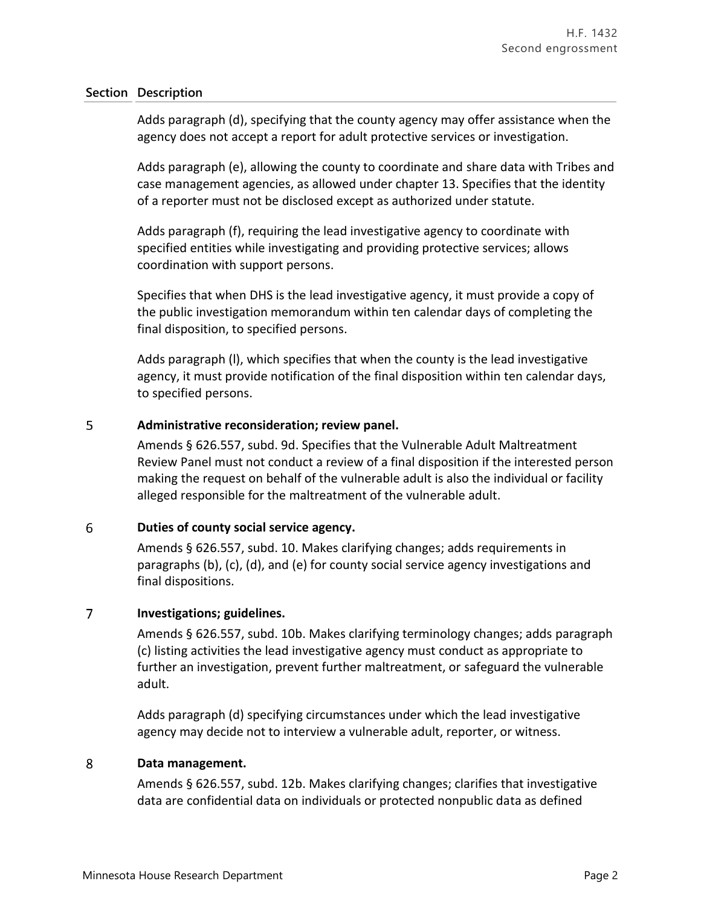| Section | Description |
|---|---|
| | Adds paragraph (d), specifying that the county agency may offer assistance when the agency does not accept a report for adult protective services or investigation.<br><br>Adds paragraph (e), allowing the county to coordinate and share data with Tribes and case management agencies, as allowed under chapter 13. Specifies that the identity of a reporter must not be disclosed except as authorized under statute.<br><br>Adds paragraph (f), requiring the lead investigative agency to coordinate with specified entities while investigating and providing protective services; allows coordination with support persons.<br><br>Specifies that when DHS is the lead investigative agency, it must provide a copy of the public investigation memorandum within ten calendar days of completing the final disposition, to specified persons.<br><br>Adds paragraph (l), which specifies that when the county is the lead investigative agency, it must provide notification of the final disposition within ten calendar days, to specified persons. |
| 5 | **Administrative reconsideration; review panel.**<br><br>Amends § 626.557, subd. 9d. Specifies that the Vulnerable Adult Maltreatment Review Panel must not conduct a review of a final disposition if the interested person making the request on behalf of the vulnerable adult is also the individual or facility alleged responsible for the maltreatment of the vulnerable adult. |
| 6 | **Duties of county social service agency.**<br><br>Amends § 626.557, subd. 10. Makes clarifying changes; adds requirements in paragraphs (b), (c), (d), and (e) for county social service agency investigations and final dispositions. |
| 7 | **Investigations; guidelines.**<br><br>Amends § 626.557, subd. 10b. Makes clarifying terminology changes; adds paragraph (c) listing activities the lead investigative agency must conduct as appropriate to further an investigation, prevent further maltreatment, or safeguard the vulnerable adult.<br><br>Adds paragraph (d) specifying circumstances under which the lead investigative agency may decide not to interview a vulnerable adult, reporter, or witness. |
| 8 | **Data management.**<br><br>Amends § 626.557, subd. 12b. Makes clarifying changes; clarifies that investigative data are confidential data on individuals or protected nonpublic data as defined |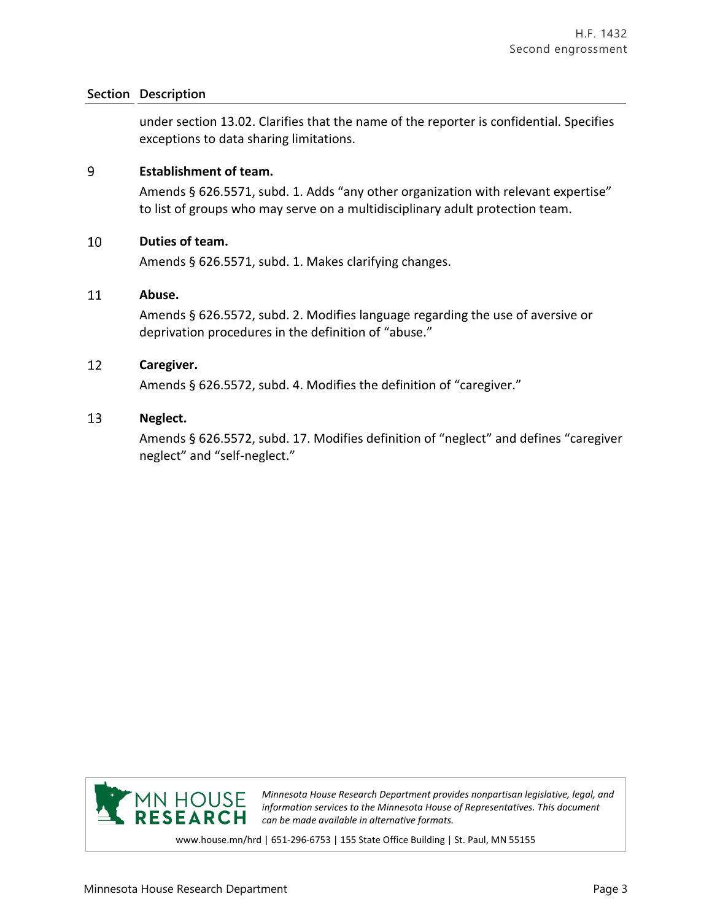| Section | Description |
|---|---|
| | under section 13.02. Clarifies that the name of the reporter is confidential. Specifies exceptions to data sharing limitations. |
| 9 | **Establishment of team.**<br>Amends § 626.5571, subd. 1. Adds "any other organization with relevant expertise" to list of groups who may serve on a multidisciplinary adult protection team. |
| 10 | **Duties of team.**<br>Amends § 626.5571, subd. 1. Makes clarifying changes. |
| 11 | **Abuse.**<br>Amends § 626.5572, subd. 2. Modifies language regarding the use of aversive or deprivation procedures in the definition of "abuse." |
| 12 | **Caregiver.**<br>Amends § 626.5572, subd. 4. Modifies the definition of "caregiver." |
| 13 | **Neglect.**<br>Amends § 626.5572, subd. 17. Modifies definition of "neglect" and defines "caregiver neglect" and "self-neglect." |

MN HOUSE RESEARCH

*Minnesota House Research Department provides nonpartisan legislative, legal, and information services to the Minnesota House of Representatives. This document can be made available in alternative formats.*

www.house.mn/hrd | 651-296-6753 | 155 State Office Building | St. Paul, MN 55155